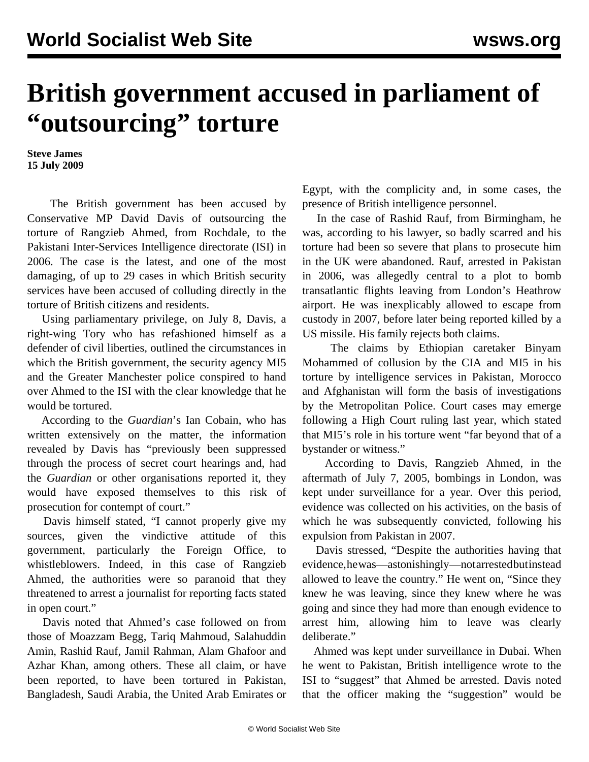# British government accused in parliament of "outsourcing" torture

**Steve James**
**15 July 2009**

The British government has been accused by Conservative MP David Davis of outsourcing the torture of Rangzieb Ahmed, from Rochdale, to the Pakistani Inter-Services Intelligence directorate (ISI) in 2006. The case is the latest, and one of the most damaging, of up to 29 cases in which British security services have been accused of colluding directly in the torture of British citizens and residents.

Using parliamentary privilege, on July 8, Davis, a right-wing Tory who has refashioned himself as a defender of civil liberties, outlined the circumstances in which the British government, the security agency MI5 and the Greater Manchester police conspired to hand over Ahmed to the ISI with the clear knowledge that he would be tortured.

According to the *Guardian*'s Ian Cobain, who has written extensively on the matter, the information revealed by Davis has "previously been suppressed through the process of secret court hearings and, had the *Guardian* or other organisations reported it, they would have exposed themselves to this risk of prosecution for contempt of court."

Davis himself stated, "I cannot properly give my sources, given the vindictive attitude of this government, particularly the Foreign Office, to whistleblowers. Indeed, in this case of Rangzieb Ahmed, the authorities were so paranoid that they threatened to arrest a journalist for reporting facts stated in open court."

Davis noted that Ahmed's case followed on from those of Moazzam Begg, Tariq Mahmoud, Salahuddin Amin, Rashid Rauf, Jamil Rahman, Alam Ghafoor and Azhar Khan, among others. These all claim, or have been reported, to have been tortured in Pakistan, Bangladesh, Saudi Arabia, the United Arab Emirates or Egypt, with the complicity and, in some cases, the presence of British intelligence personnel.

In the case of Rashid Rauf, from Birmingham, he was, according to his lawyer, so badly scarred and his torture had been so severe that plans to prosecute him in the UK were abandoned. Rauf, arrested in Pakistan in 2006, was allegedly central to a plot to bomb transatlantic flights leaving from London's Heathrow airport. He was inexplicably allowed to escape from custody in 2007, before later being reported killed by a US missile. His family rejects both claims.

The claims by Ethiopian caretaker Binyam Mohammed of collusion by the CIA and MI5 in his torture by intelligence services in Pakistan, Morocco and Afghanistan will form the basis of investigations by the Metropolitan Police. Court cases may emerge following a High Court ruling last year, which stated that MI5's role in his torture went "far beyond that of a bystander or witness."

According to Davis, Rangzieb Ahmed, in the aftermath of July 7, 2005, bombings in London, was kept under surveillance for a year. Over this period, evidence was collected on his activities, on the basis of which he was subsequently convicted, following his expulsion from Pakistan in 2007.

Davis stressed, "Despite the authorities having that evidence, he was—astonishingly—not arrested but instead allowed to leave the country." He went on, "Since they knew he was leaving, since they knew where he was going and since they had more than enough evidence to arrest him, allowing him to leave was clearly deliberate."

Ahmed was kept under surveillance in Dubai. When he went to Pakistan, British intelligence wrote to the ISI to "suggest" that Ahmed be arrested. Davis noted that the officer making the "suggestion" would be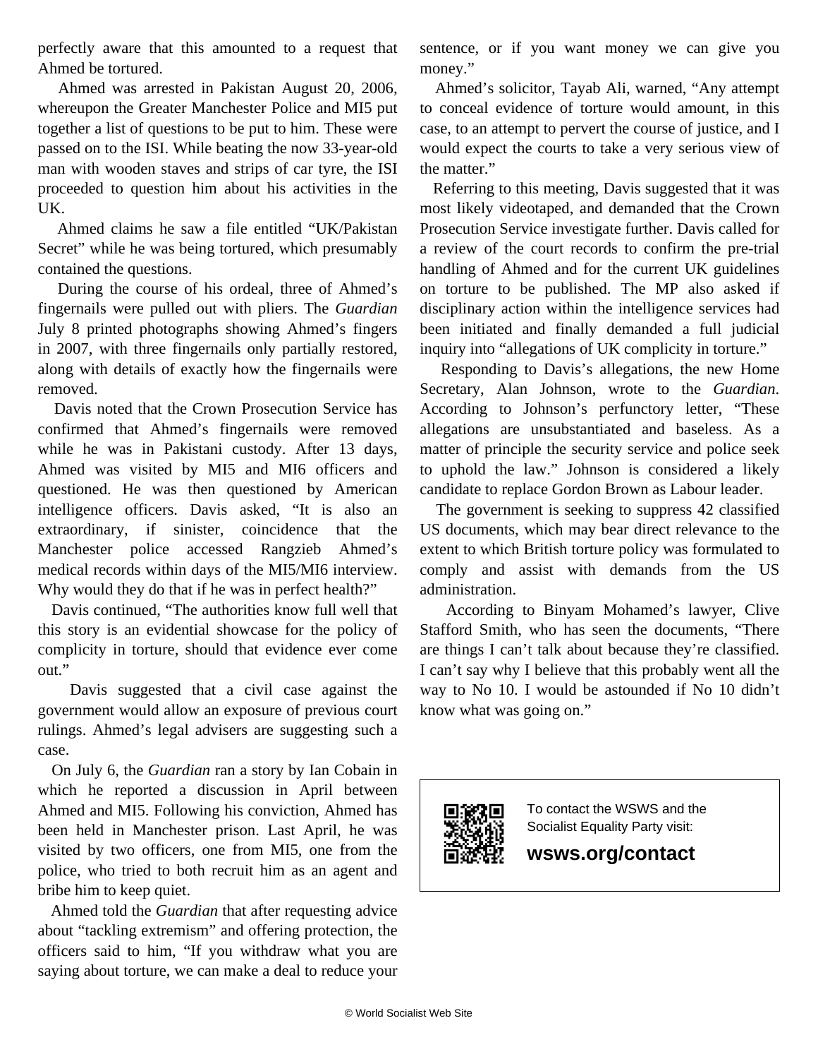perfectly aware that this amounted to a request that Ahmed be tortured.

Ahmed was arrested in Pakistan August 20, 2006, whereupon the Greater Manchester Police and MI5 put together a list of questions to be put to him. These were passed on to the ISI. While beating the now 33-year-old man with wooden staves and strips of car tyre, the ISI proceeded to question him about his activities in the UK.

Ahmed claims he saw a file entitled "UK/Pakistan Secret" while he was being tortured, which presumably contained the questions.

During the course of his ordeal, three of Ahmed's fingernails were pulled out with pliers. The *Guardian* July 8 printed photographs showing Ahmed's fingers in 2007, with three fingernails only partially restored, along with details of exactly how the fingernails were removed.

Davis noted that the Crown Prosecution Service has confirmed that Ahmed's fingernails were removed while he was in Pakistani custody. After 13 days, Ahmed was visited by MI5 and MI6 officers and questioned. He was then questioned by American intelligence officers. Davis asked, "It is also an extraordinary, if sinister, coincidence that the Manchester police accessed Rangzieb Ahmed's medical records within days of the MI5/MI6 interview. Why would they do that if he was in perfect health?"

Davis continued, "The authorities know full well that this story is an evidential showcase for the policy of complicity in torture, should that evidence ever come out."

Davis suggested that a civil case against the government would allow an exposure of previous court rulings. Ahmed's legal advisers are suggesting such a case.

On July 6, the *Guardian* ran a story by Ian Cobain in which he reported a discussion in April between Ahmed and MI5. Following his conviction, Ahmed has been held in Manchester prison. Last April, he was visited by two officers, one from MI5, one from the police, who tried to both recruit him as an agent and bribe him to keep quiet.

Ahmed told the *Guardian* that after requesting advice about "tackling extremism" and offering protection, the officers said to him, "If you withdraw what you are saying about torture, we can make a deal to reduce your sentence, or if you want money we can give you money."

Ahmed's solicitor, Tayab Ali, warned, "Any attempt to conceal evidence of torture would amount, in this case, to an attempt to pervert the course of justice, and I would expect the courts to take a very serious view of the matter."

Referring to this meeting, Davis suggested that it was most likely videotaped, and demanded that the Crown Prosecution Service investigate further. Davis called for a review of the court records to confirm the pre-trial handling of Ahmed and for the current UK guidelines on torture to be published. The MP also asked if disciplinary action within the intelligence services had been initiated and finally demanded a full judicial inquiry into "allegations of UK complicity in torture."

Responding to Davis's allegations, the new Home Secretary, Alan Johnson, wrote to the *Guardian*. According to Johnson's perfunctory letter, "These allegations are unsubstantiated and baseless. As a matter of principle the security service and police seek to uphold the law." Johnson is considered a likely candidate to replace Gordon Brown as Labour leader.

The government is seeking to suppress 42 classified US documents, which may bear direct relevance to the extent to which British torture policy was formulated to comply and assist with demands from the US administration.

According to Binyam Mohamed's lawyer, Clive Stafford Smith, who has seen the documents, "There are things I can't talk about because they're classified. I can't say why I believe that this probably went all the way to No 10. I would be astounded if No 10 didn't know what was going on."

To contact the WSWS and the Socialist Equality Party visit:

**wsws.org/contact**